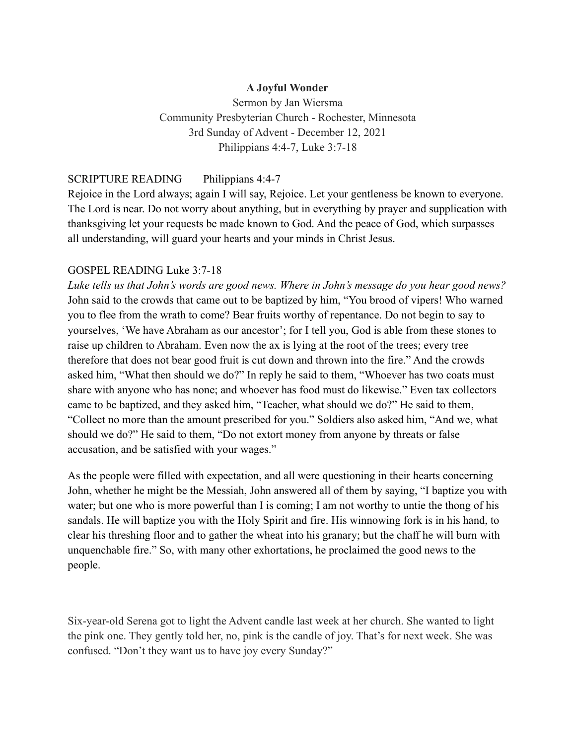# A Joyful Wonder

Sermon by Jan Wiersma
Community Presbyterian Church - Rochester, Minnesota
3rd Sunday of Advent - December 12, 2021
Philippians 4:4-7, Luke 3:7-18

SCRIPTURE READING Philippians 4:4-7

Rejoice in the Lord always; again I will say, Rejoice. Let your gentleness be known to everyone. The Lord is near. Do not worry about anything, but in everything by prayer and supplication with thanksgiving let your requests be made known to God. And the peace of God, which surpasses all understanding, will guard your hearts and your minds in Christ Jesus.

GOSPEL READING Luke 3:7-18

*Luke tells us that John's words are good news. Where in John's message do you hear good news?*
John said to the crowds that came out to be baptized by him, "You brood of vipers! Who warned you to flee from the wrath to come? Bear fruits worthy of repentance. Do not begin to say to yourselves, 'We have Abraham as our ancestor'; for I tell you, God is able from these stones to raise up children to Abraham. Even now the ax is lying at the root of the trees; every tree therefore that does not bear good fruit is cut down and thrown into the fire." And the crowds asked him, "What then should we do?" In reply he said to them, "Whoever has two coats must share with anyone who has none; and whoever has food must do likewise." Even tax collectors came to be baptized, and they asked him, "Teacher, what should we do?" He said to them, "Collect no more than the amount prescribed for you." Soldiers also asked him, "And we, what should we do?" He said to them, "Do not extort money from anyone by threats or false accusation, and be satisfied with your wages."

As the people were filled with expectation, and all were questioning in their hearts concerning John, whether he might be the Messiah, John answered all of them by saying, "I baptize you with water; but one who is more powerful than I is coming; I am not worthy to untie the thong of his sandals. He will baptize you with the Holy Spirit and fire. His winnowing fork is in his hand, to clear his threshing floor and to gather the wheat into his granary; but the chaff he will burn with unquenchable fire." So, with many other exhortations, he proclaimed the good news to the people.

Six-year-old Serena got to light the Advent candle last week at her church. She wanted to light the pink one. They gently told her, no, pink is the candle of joy. That's for next week. She was confused. "Don't they want us to have joy every Sunday?"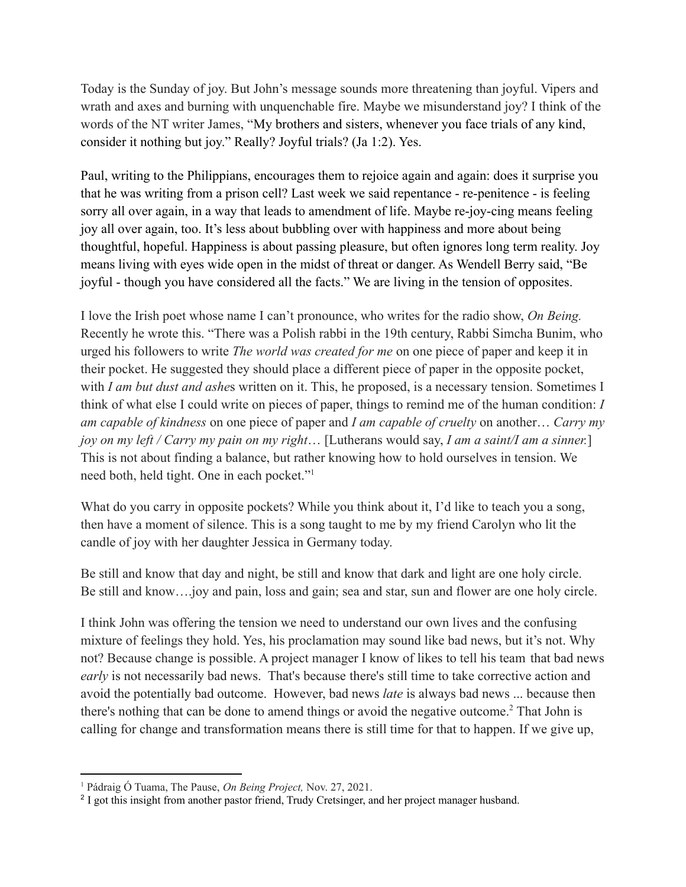Today is the Sunday of joy. But John's message sounds more threatening than joyful. Vipers and wrath and axes and burning with unquenchable fire. Maybe we misunderstand joy? I think of the words of the NT writer James, "My brothers and sisters, whenever you face trials of any kind, consider it nothing but joy." Really? Joyful trials? (Ja 1:2). Yes.

Paul, writing to the Philippians, encourages them to rejoice again and again: does it surprise you that he was writing from a prison cell? Last week we said repentance - re-penitence - is feeling sorry all over again, in a way that leads to amendment of life. Maybe re-joy-cing means feeling joy all over again, too. It's less about bubbling over with happiness and more about being thoughtful, hopeful. Happiness is about passing pleasure, but often ignores long term reality. Joy means living with eyes wide open in the midst of threat or danger. As Wendell Berry said, "Be joyful - though you have considered all the facts." We are living in the tension of opposites.

I love the Irish poet whose name I can't pronounce, who writes for the radio show, *On Being.* Recently he wrote this. "There was a Polish rabbi in the 19th century, Rabbi Simcha Bunim, who urged his followers to write *The world was created for me* on one piece of paper and keep it in their pocket. He suggested they should place a different piece of paper in the opposite pocket, with *I am but dust and ashes* written on it. This, he proposed, is a necessary tension. Sometimes I think of what else I could write on pieces of paper, things to remind me of the human condition: *I am capable of kindness* on one piece of paper and *I am capable of cruelty* on another… *Carry my joy on my left / Carry my pain on my right*… [Lutherans would say, *I am a saint/I am a sinner.*] This is not about finding a balance, but rather knowing how to hold ourselves in tension. We need both, held tight. One in each pocket."[1]

What do you carry in opposite pockets? While you think about it, I'd like to teach you a song, then have a moment of silence. This is a song taught to me by my friend Carolyn who lit the candle of joy with her daughter Jessica in Germany today.

Be still and know that day and night, be still and know that dark and light are one holy circle.
Be still and know….joy and pain, loss and gain; sea and star, sun and flower are one holy circle.

I think John was offering the tension we need to understand our own lives and the confusing mixture of feelings they hold. Yes, his proclamation may sound like bad news, but it's not. Why not? Because change is possible. A project manager I know of likes to tell his team that bad news *early* is not necessarily bad news. That's because there's still time to take corrective action and avoid the potentially bad outcome. However, bad news *late* is always bad news ... because then there's nothing that can be done to amend things or avoid the negative outcome.[2] That John is calling for change and transformation means there is still time for that to happen. If we give up,

[1] Pádraig Ó Tuama, The Pause, *On Being Project,* Nov. 27, 2021.

[2] I got this insight from another pastor friend, Trudy Cretsinger, and her project manager husband.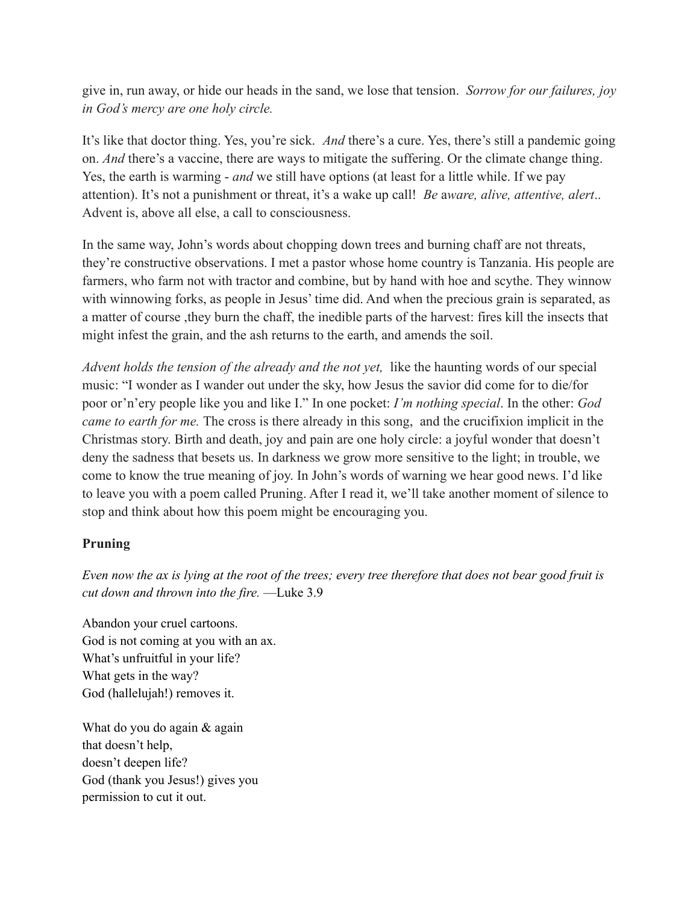give in, run away, or hide our heads in the sand, we lose that tension. *Sorrow for our failures, joy in God's mercy are one holy circle.*

It's like that doctor thing. Yes, you're sick. *And* there's a cure. Yes, there's still a pandemic going on. *And* there's a vaccine, there are ways to mitigate the suffering. Or the climate change thing. Yes, the earth is warming - *and* we still have options (at least for a little while. If we pay attention). It's not a punishment or threat, it's a wake up call! *Be* a*ware, alive, attentive, alert*.. Advent is, above all else, a call to consciousness.

In the same way, John's words about chopping down trees and burning chaff are not threats, they're constructive observations. I met a pastor whose home country is Tanzania. His people are farmers, who farm not with tractor and combine, but by hand with hoe and scythe. They winnow with winnowing forks, as people in Jesus' time did. And when the precious grain is separated, as a matter of course ,they burn the chaff, the inedible parts of the harvest: fires kill the insects that might infest the grain, and the ash returns to the earth, and amends the soil.

*Advent holds the tension of the already and the not yet,* like the haunting words of our special music: "I wonder as I wander out under the sky, how Jesus the savior did come for to die/for poor or'n'ery people like you and like I." In one pocket: *I'm nothing special*. In the other: *God came to earth for me.* The cross is there already in this song, and the crucifixion implicit in the Christmas story. Birth and death, joy and pain are one holy circle: a joyful wonder that doesn't deny the sadness that besets us. In darkness we grow more sensitive to the light; in trouble, we come to know the true meaning of joy. In John's words of warning we hear good news. I'd like to leave you with a poem called Pruning. After I read it, we'll take another moment of silence to stop and think about how this poem might be encouraging you.

**Pruning**

*Even now the ax is lying at the root of the trees; every tree therefore that does not bear good fruit is cut down and thrown into the fire.* —Luke 3.9

Abandon your cruel cartoons.
God is not coming at you with an ax.
What's unfruitful in your life?
What gets in the way?
God (hallelujah!) removes it.

What do you do again & again
that doesn't help,
doesn't deepen life?
God (thank you Jesus!) gives you
permission to cut it out.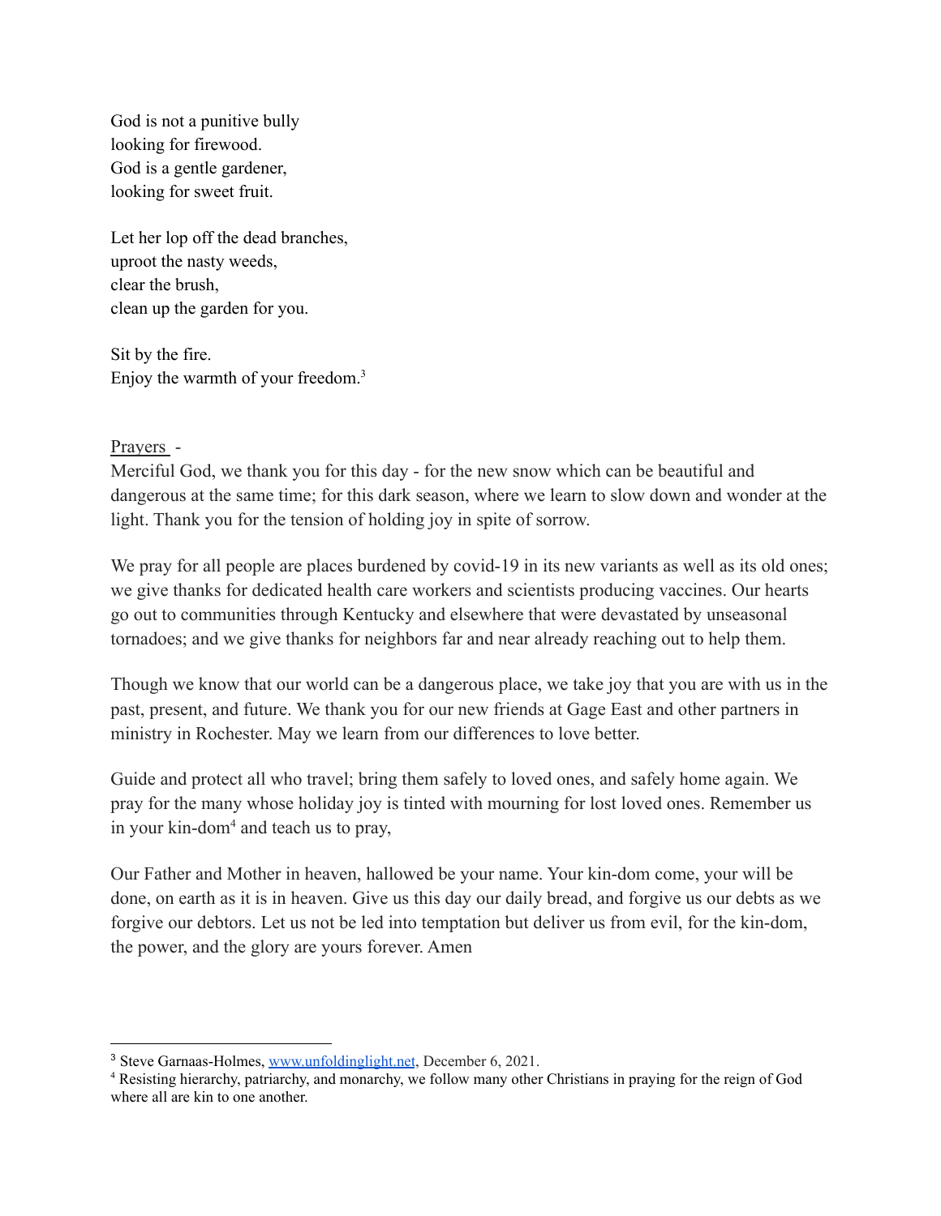God is not a punitive bully
looking for firewood.
God is a gentle gardener,
looking for sweet fruit.

Let her lop off the dead branches,
uproot the nasty weeds,
clear the brush,
clean up the garden for you.

Sit by the fire.
Enjoy the warmth of your freedom.[3]

Prayers -
Merciful God, we thank you for this day - for the new snow which can be beautiful and dangerous at the same time; for this dark season, where we learn to slow down and wonder at the light. Thank you for the tension of holding joy in spite of sorrow.

We pray for all people are places burdened by covid-19 in its new variants as well as its old ones; we give thanks for dedicated health care workers and scientists producing vaccines. Our hearts go out to communities through Kentucky and elsewhere that were devastated by unseasonal tornadoes; and we give thanks for neighbors far and near already reaching out to help them.

Though we know that our world can be a dangerous place, we take joy that you are with us in the past, present, and future. We thank you for our new friends at Gage East and other partners in ministry in Rochester. May we learn from our differences to love better.

Guide and protect all who travel; bring them safely to loved ones, and safely home again. We pray for the many whose holiday joy is tinted with mourning for lost loved ones. Remember us in your kin-dom[4] and teach us to pray,

Our Father and Mother in heaven, hallowed be your name. Your kin-dom come, your will be done, on earth as it is in heaven. Give us this day our daily bread, and forgive us our debts as we forgive our debtors. Let us not be led into temptation but deliver us from evil, for the kin-dom, the power, and the glory are yours forever. Amen

---

[3] Steve Garnaas-Holmes, www.unfoldinglight.net, December 6, 2021.

[4] Resisting hierarchy, patriarchy, and monarchy, we follow many other Christians in praying for the reign of God where all are kin to one another.